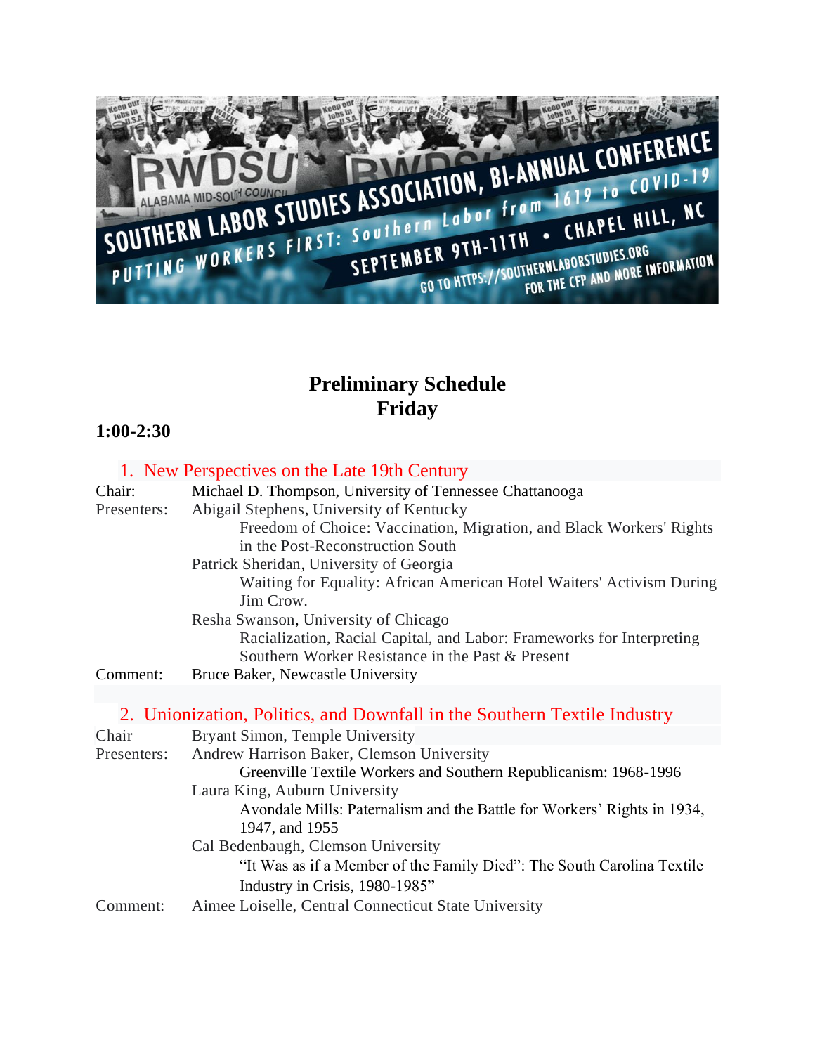SOUTHERN LABOR STUDIES ASSOCIATION, BI-ANNUAL CONFERENCE

PUTTING WORKERS FIRST: Southern Labor from 1619 to COVID-19

SEPTEMBER 9TH-11TH • CHAPEL HILL, NC

GO TO HTTPS://SOUTHERNLABORSTUDIES.ORG FOR THE CFP AND MORE INFORMATION

# Preliminary Schedule
# Friday

### 1:00-2:30

## 1. New Perspectives on the Late 19th Century

Chair: Michael D. Thompson, University of Tennessee Chattanooga

Presenters: Abigail Stephens, University of Kentucky
Freedom of Choice: Vaccination, Migration, and Black Workers' Rights in the Post-Reconstruction South

Patrick Sheridan, University of Georgia
Waiting for Equality: African American Hotel Waiters' Activism During Jim Crow.

Resha Swanson, University of Chicago
Racialization, Racial Capital, and Labor: Frameworks for Interpreting Southern Worker Resistance in the Past & Present

Comment: Bruce Baker, Newcastle University

## 2. Unionization, Politics, and Downfall in the Southern Textile Industry

Chair: Bryant Simon, Temple University

Presenters: Andrew Harrison Baker, Clemson University
Greenville Textile Workers and Southern Republicanism: 1968-1996

Laura King, Auburn University
Avondale Mills: Paternalism and the Battle for Workers' Rights in 1934, 1947, and 1955

Cal Bedenbaugh, Clemson University
"It Was as if a Member of the Family Died": The South Carolina Textile Industry in Crisis, 1980-1985"

Comment: Aimee Loiselle, Central Connecticut State University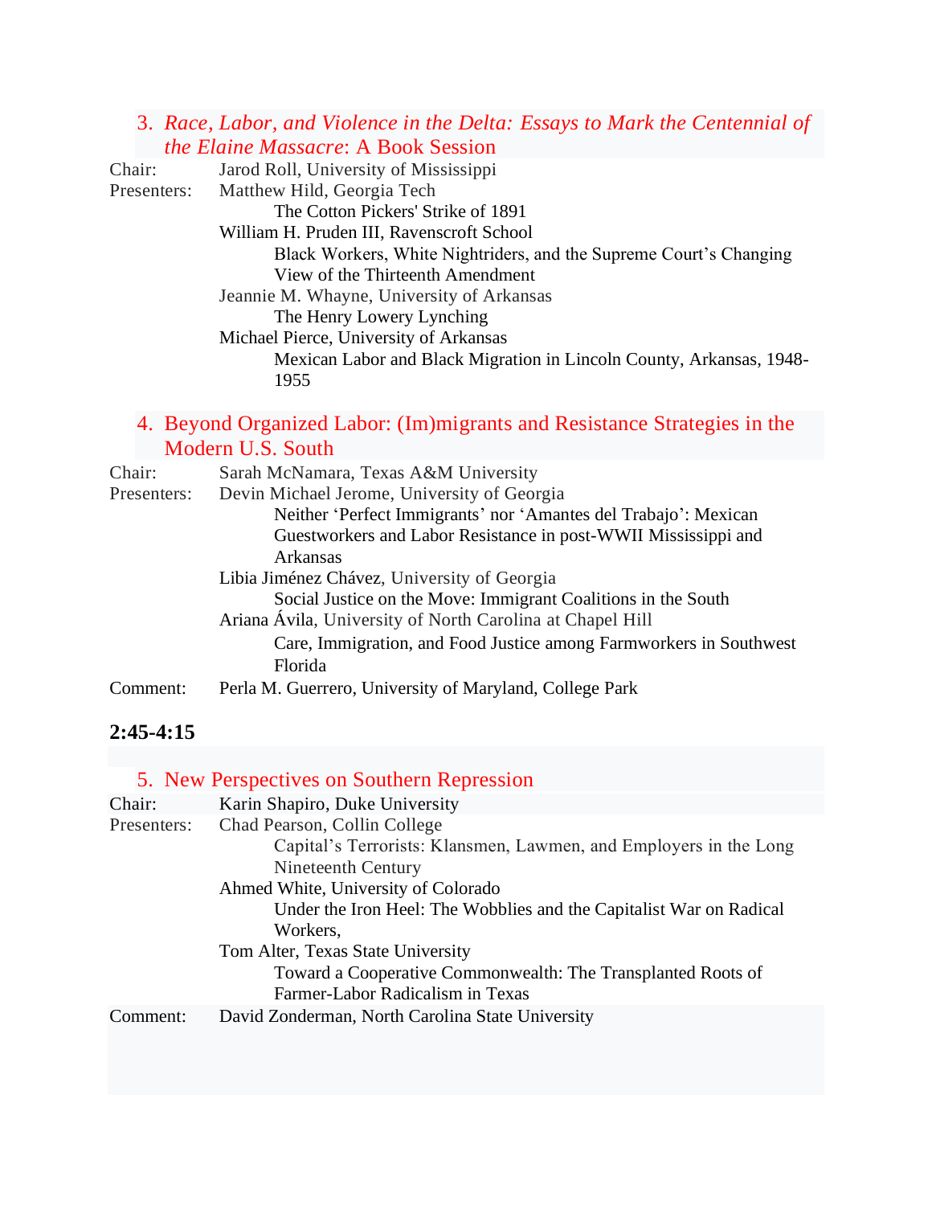### 3. *Race, Labor, and Violence in the Delta: Essays to Mark the Centennial of the Elaine Massacre*: A Book Session

Chair: Jarod Roll, University of Mississippi

Presenters: Matthew Hild, Georgia Tech
- The Cotton Pickers' Strike of 1891

William H. Pruden III, Ravenscroft School
- Black Workers, White Nightriders, and the Supreme Court's Changing View of the Thirteenth Amendment

Jeannie M. Whayne, University of Arkansas
- The Henry Lowery Lynching

Michael Pierce, University of Arkansas
- Mexican Labor and Black Migration in Lincoln County, Arkansas, 1948-1955

### 4. Beyond Organized Labor: (Im)migrants and Resistance Strategies in the Modern U.S. South

Chair: Sarah McNamara, Texas A&M University

Presenters: Devin Michael Jerome, University of Georgia
- Neither 'Perfect Immigrants' nor 'Amantes del Trabajo': Mexican Guestworkers and Labor Resistance in post-WWII Mississippi and Arkansas

Libia Jiménez Chávez, University of Georgia
- Social Justice on the Move: Immigrant Coalitions in the South

Ariana Ávila, University of North Carolina at Chapel Hill
- Care, Immigration, and Food Justice among Farmworkers in Southwest Florida

Comment: Perla M. Guerrero, University of Maryland, College Park

## 2:45-4:15

### 5. New Perspectives on Southern Repression

Chair: Karin Shapiro, Duke University

Presenters: Chad Pearson, Collin College
- Capital's Terrorists: Klansmen, Lawmen, and Employers in the Long Nineteenth Century

Ahmed White, University of Colorado
- Under the Iron Heel: The Wobblies and the Capitalist War on Radical Workers,

Tom Alter, Texas State University
- Toward a Cooperative Commonwealth: The Transplanted Roots of Farmer-Labor Radicalism in Texas

Comment: David Zonderman, North Carolina State University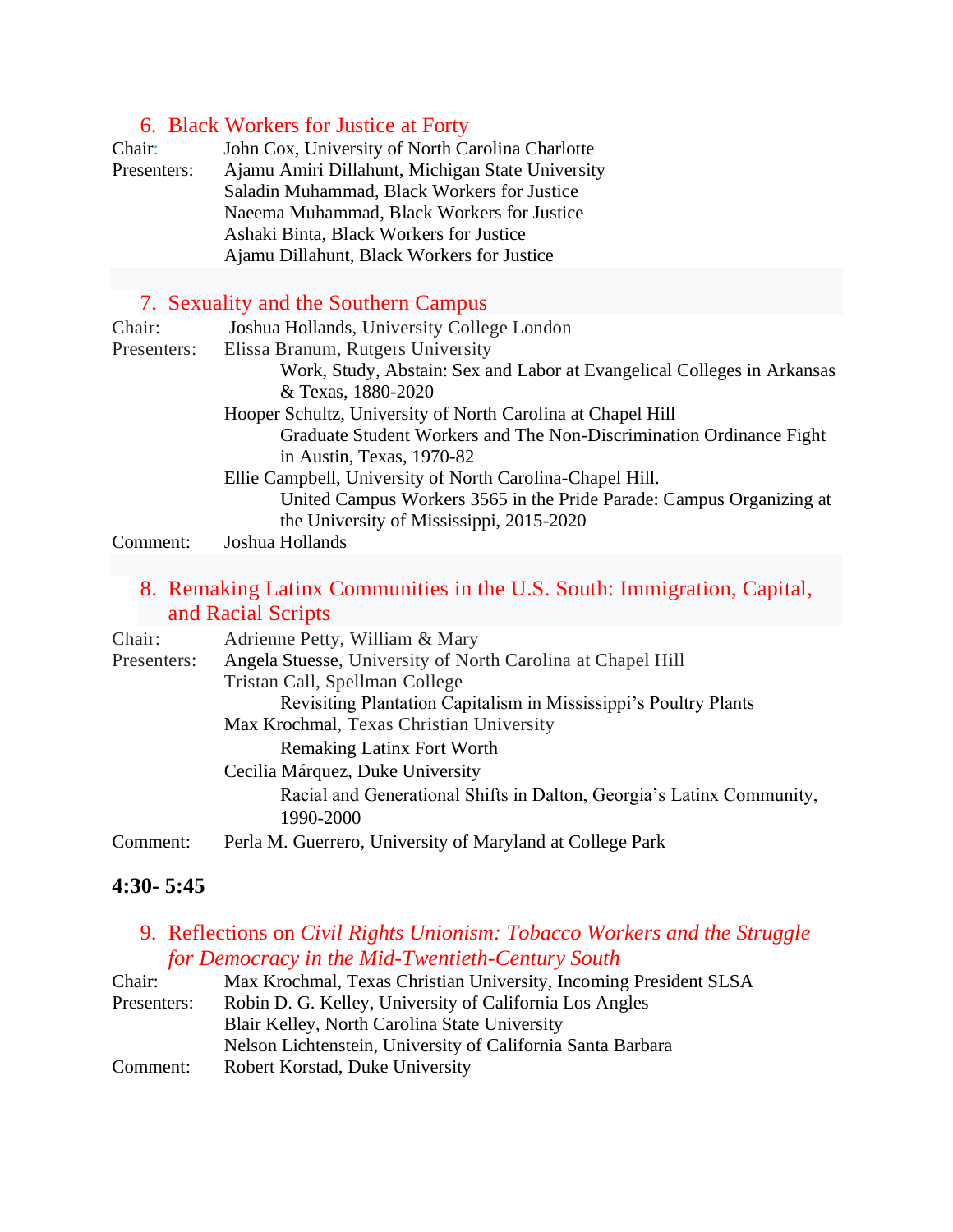## 6. Black Workers for Justice at Forty

Chair: John Cox, University of North Carolina Charlotte

Presenters: Ajamu Amiri Dillahunt, Michigan State University
Saladin Muhammad, Black Workers for Justice
Naeema Muhammad, Black Workers for Justice
Ashaki Binta, Black Workers for Justice
Ajamu Dillahunt, Black Workers for Justice

## 7. Sexuality and the Southern Campus

Chair: Joshua Hollands, University College London

Presenters: Elissa Branum, Rutgers University
Work, Study, Abstain: Sex and Labor at Evangelical Colleges in Arkansas & Texas, 1880-2020
Hooper Schultz, University of North Carolina at Chapel Hill
Graduate Student Workers and The Non-Discrimination Ordinance Fight in Austin, Texas, 1970-82
Ellie Campbell, University of North Carolina-Chapel Hill.
United Campus Workers 3565 in the Pride Parade: Campus Organizing at the University of Mississippi, 2015-2020

Comment: Joshua Hollands

## 8. Remaking Latinx Communities in the U.S. South: Immigration, Capital, and Racial Scripts

Chair: Adrienne Petty, William & Mary

Presenters: Angela Stuesse, University of North Carolina at Chapel Hill
Tristan Call, Spellman College
Revisiting Plantation Capitalism in Mississippi's Poultry Plants
Max Krochmal, Texas Christian University
Remaking Latinx Fort Worth
Cecilia Márquez, Duke University
Racial and Generational Shifts in Dalton, Georgia's Latinx Community, 1990-2000

Comment: Perla M. Guerrero, University of Maryland at College Park

**4:30- 5:45**

## 9. Reflections on *Civil Rights Unionism: Tobacco Workers and the Struggle for Democracy in the Mid-Twentieth-Century South*

Chair: Max Krochmal, Texas Christian University, Incoming President SLSA

Presenters: Robin D. G. Kelley, University of California Los Angles
Blair Kelley, North Carolina State University
Nelson Lichtenstein, University of California Santa Barbara

Comment: Robert Korstad, Duke University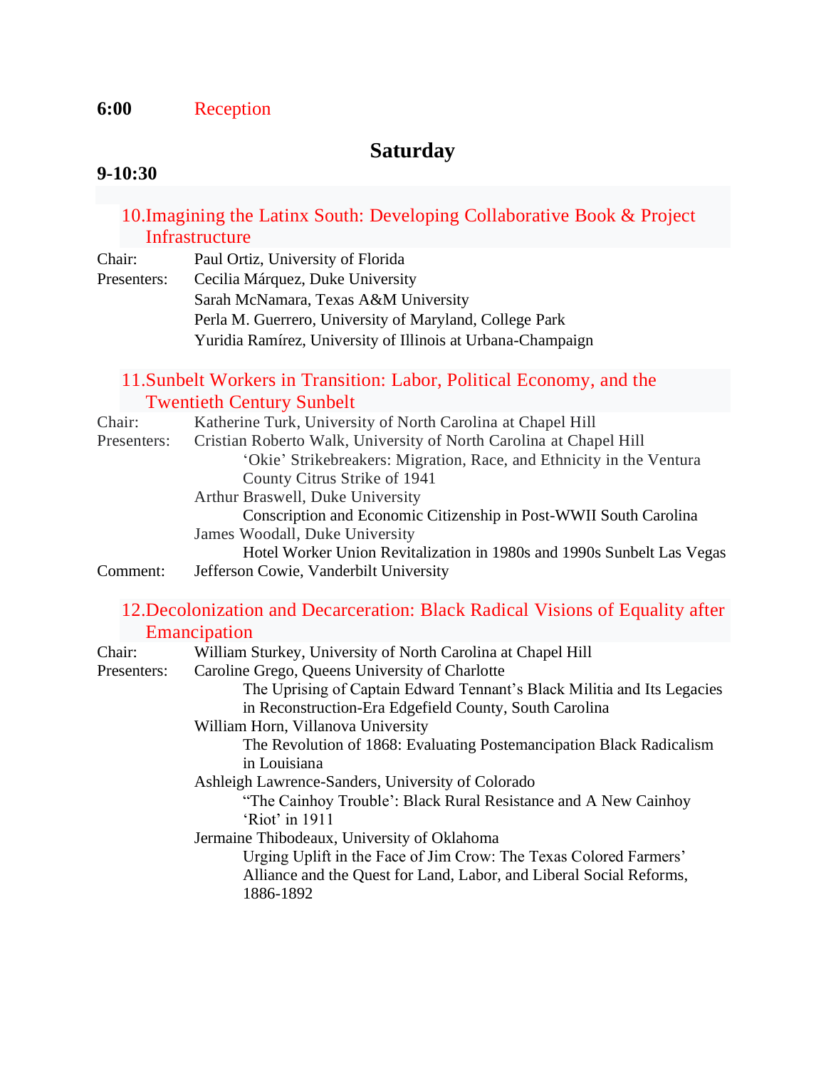**6:00** Reception

## Saturday

**9-10:30**

### 10. Imagining the Latinx South: Developing Collaborative Book & Project Infrastructure

Chair: Paul Ortiz, University of Florida

Presenters: Cecilia Márquez, Duke University
Sarah McNamara, Texas A&M University
Perla M. Guerrero, University of Maryland, College Park
Yuridia Ramírez, University of Illinois at Urbana-Champaign

### 11. Sunbelt Workers in Transition: Labor, Political Economy, and the Twentieth Century Sunbelt

Chair: Katherine Turk, University of North Carolina at Chapel Hill

Presenters: Cristian Roberto Walk, University of North Carolina at Chapel Hill
‘Okie’ Strikebreakers: Migration, Race, and Ethnicity in the Ventura County Citrus Strike of 1941
Arthur Braswell, Duke University
Conscription and Economic Citizenship in Post-WWII South Carolina
James Woodall, Duke University
Hotel Worker Union Revitalization in 1980s and 1990s Sunbelt Las Vegas

Comment: Jefferson Cowie, Vanderbilt University

### 12. Decolonization and Decarceration: Black Radical Visions of Equality after Emancipation

Chair: William Sturkey, University of North Carolina at Chapel Hill

Presenters: Caroline Grego, Queens University of Charlotte
The Uprising of Captain Edward Tennant’s Black Militia and Its Legacies in Reconstruction-Era Edgefield County, South Carolina
William Horn, Villanova University
The Revolution of 1868: Evaluating Postemancipation Black Radicalism in Louisiana
Ashleigh Lawrence-Sanders, University of Colorado
“The Cainhoy Trouble’: Black Rural Resistance and A New Cainhoy ‘Riot’ in 1911
Jermaine Thibodeaux, University of Oklahoma
Urging Uplift in the Face of Jim Crow: The Texas Colored Farmers’ Alliance and the Quest for Land, Labor, and Liberal Social Reforms, 1886-1892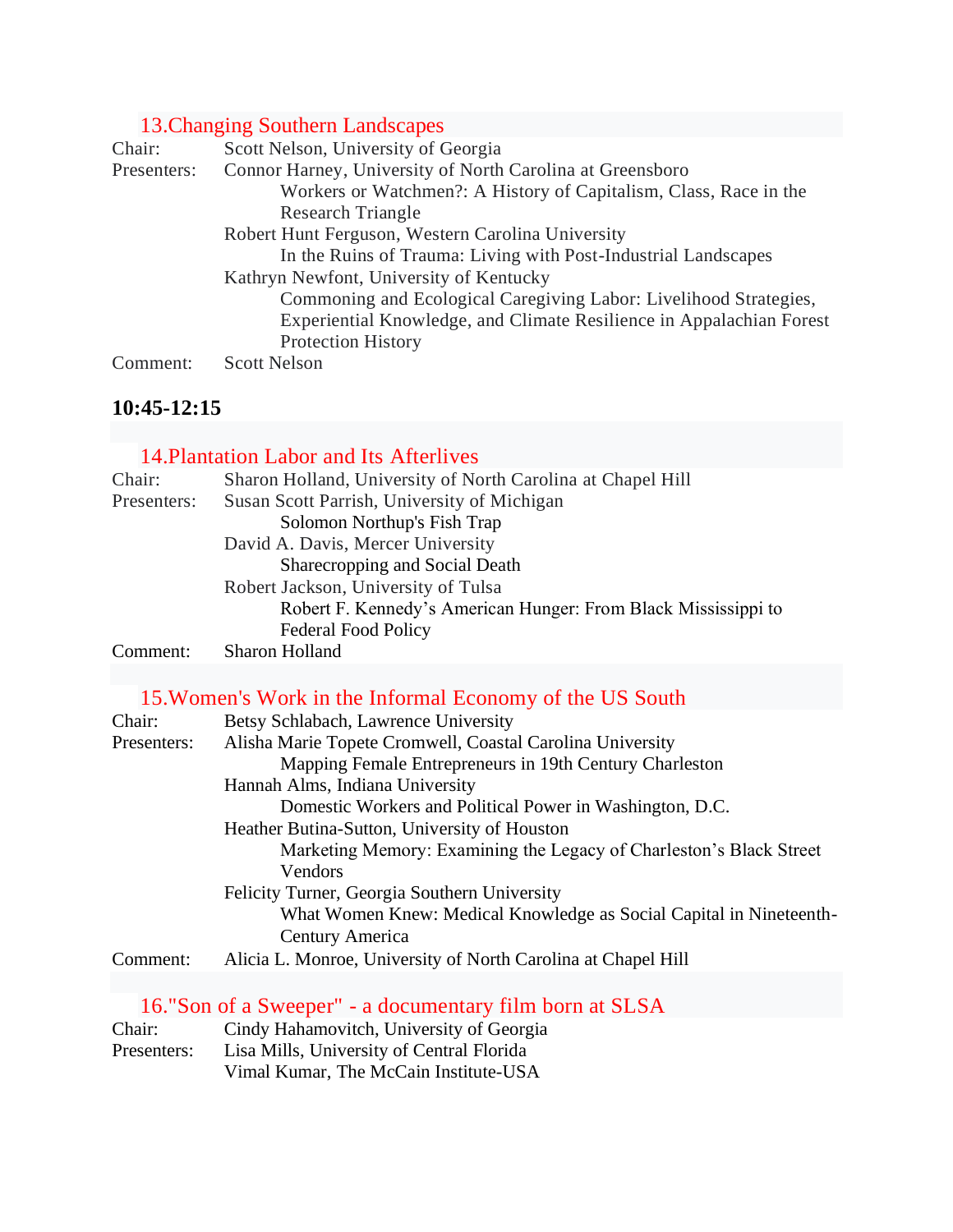### 13.Changing Southern Landscapes

Chair: Scott Nelson, University of Georgia

Presenters: Connor Harney, University of North Carolina at Greensboro
Workers or Watchmen?: A History of Capitalism, Class, Race in the Research Triangle
Robert Hunt Ferguson, Western Carolina University
In the Ruins of Trauma: Living with Post-Industrial Landscapes
Kathryn Newfont, University of Kentucky
Commoning and Ecological Caregiving Labor: Livelihood Strategies, Experiential Knowledge, and Climate Resilience in Appalachian Forest Protection History

Comment: Scott Nelson

## 10:45-12:15

### 14.Plantation Labor and Its Afterlives

Chair: Sharon Holland, University of North Carolina at Chapel Hill

Presenters: Susan Scott Parrish, University of Michigan
Solomon Northup's Fish Trap
David A. Davis, Mercer University
Sharecropping and Social Death
Robert Jackson, University of Tulsa
Robert F. Kennedy's American Hunger: From Black Mississippi to Federal Food Policy

Comment: Sharon Holland

### 15.Women's Work in the Informal Economy of the US South

Chair: Betsy Schlabach, Lawrence University

Presenters: Alisha Marie Topete Cromwell, Coastal Carolina University
Mapping Female Entrepreneurs in 19th Century Charleston
Hannah Alms, Indiana University
Domestic Workers and Political Power in Washington, D.C.
Heather Butina-Sutton, University of Houston
Marketing Memory: Examining the Legacy of Charleston's Black Street Vendors
Felicity Turner, Georgia Southern University
What Women Knew: Medical Knowledge as Social Capital in Nineteenth-Century America

Comment: Alicia L. Monroe, University of North Carolina at Chapel Hill

### 16."Son of a Sweeper" - a documentary film born at SLSA

Chair: Cindy Hahamovitch, University of Georgia

Presenters: Lisa Mills, University of Central Florida
Vimal Kumar, The McCain Institute-USA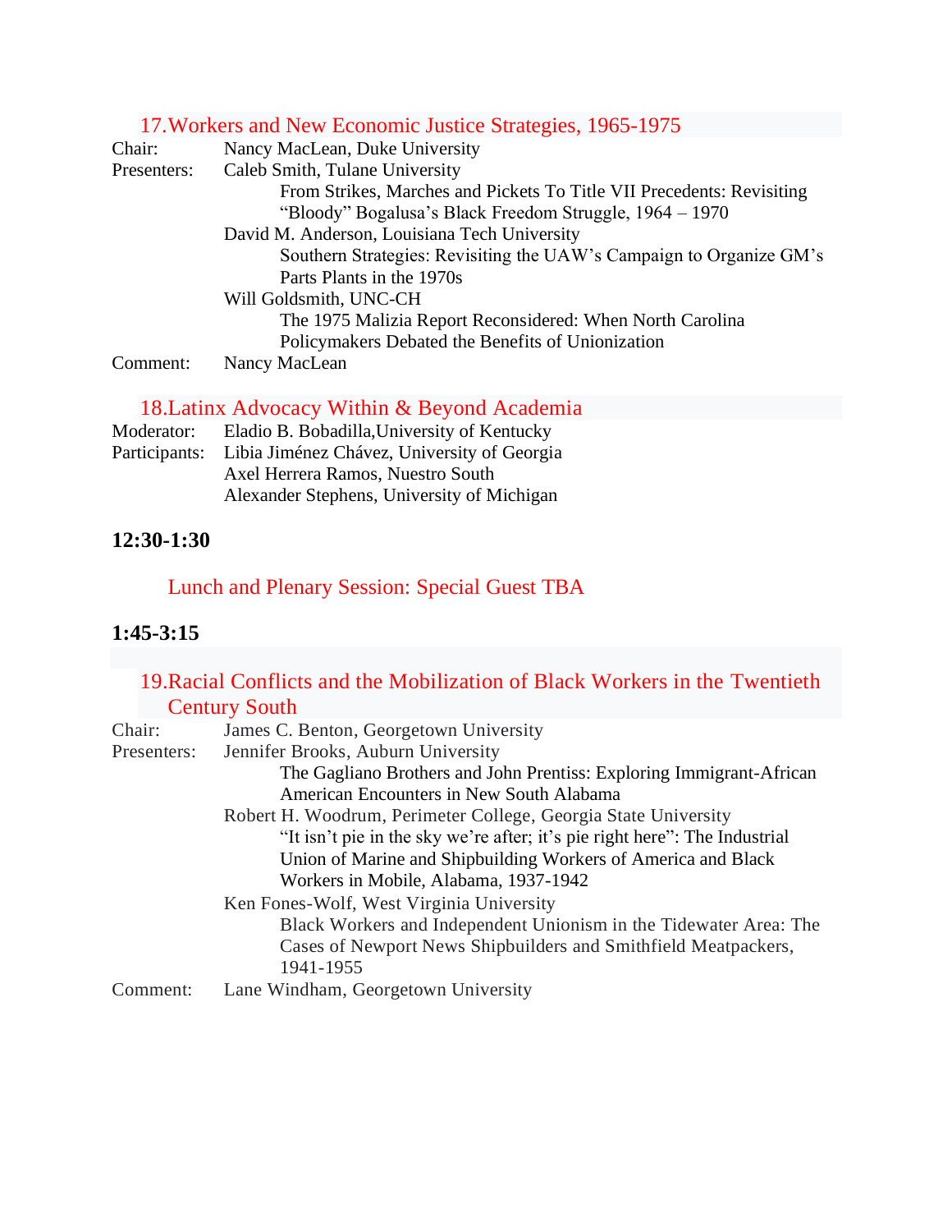### 17. Workers and New Economic Justice Strategies, 1965-1975

Chair: Nancy MacLean, Duke University

Presenters: Caleb Smith, Tulane University

From Strikes, Marches and Pickets To Title VII Precedents: Revisiting "Bloody" Bogalusa's Black Freedom Struggle, 1964 – 1970

David M. Anderson, Louisiana Tech University

Southern Strategies: Revisiting the UAW's Campaign to Organize GM's Parts Plants in the 1970s

Will Goldsmith, UNC-CH

The 1975 Malizia Report Reconsidered: When North Carolina Policymakers Debated the Benefits of Unionization

Comment: Nancy MacLean

### 18. Latinx Advocacy Within & Beyond Academia

Moderator: Eladio B. Bobadilla,University of Kentucky

Participants: Libia Jiménez Chávez, University of Georgia

Axel Herrera Ramos, Nuestro South

Alexander Stephens, University of Michigan

**12:30-1:30**

Lunch and Plenary Session: Special Guest TBA

**1:45-3:15**

### 19. Racial Conflicts and the Mobilization of Black Workers in the Twentieth Century South

Chair: James C. Benton, Georgetown University

Presenters: Jennifer Brooks, Auburn University

The Gagliano Brothers and John Prentiss: Exploring Immigrant-African American Encounters in New South Alabama

Robert H. Woodrum, Perimeter College, Georgia State University

"It isn't pie in the sky we're after; it's pie right here": The Industrial Union of Marine and Shipbuilding Workers of America and Black Workers in Mobile, Alabama, 1937-1942

Ken Fones-Wolf, West Virginia University

Black Workers and Independent Unionism in the Tidewater Area: The Cases of Newport News Shipbuilders and Smithfield Meatpackers, 1941-1955

Comment: Lane Windham, Georgetown University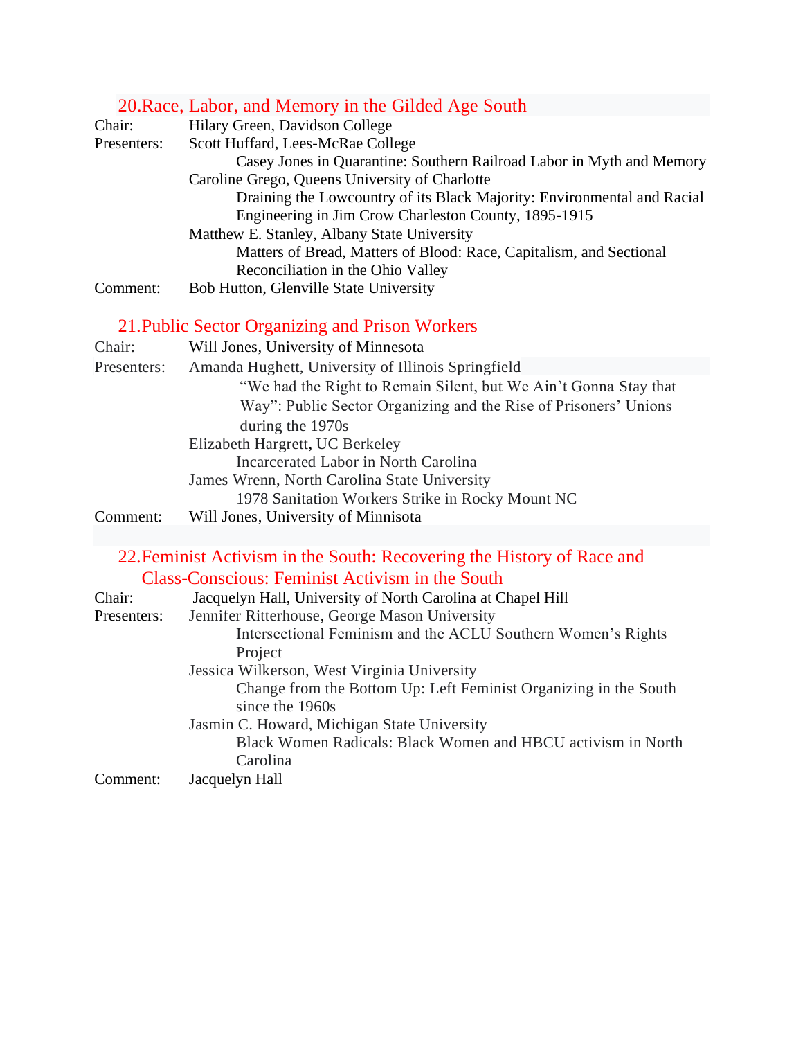## 20. Race, Labor, and Memory in the Gilded Age South

Chair: Hilary Green, Davidson College

Presenters: Scott Huffard, Lees-McRae College
- Casey Jones in Quarantine: Southern Railroad Labor in Myth and Memory

Caroline Grego, Queens University of Charlotte
- Draining the Lowcountry of its Black Majority: Environmental and Racial Engineering in Jim Crow Charleston County, 1895-1915

Matthew E. Stanley, Albany State University
- Matters of Bread, Matters of Blood: Race, Capitalism, and Sectional Reconciliation in the Ohio Valley

Comment: Bob Hutton, Glenville State University

## 21. Public Sector Organizing and Prison Workers

Chair: Will Jones, University of Minnesota

Presenters: Amanda Hughett, University of Illinois Springfield
- "We had the Right to Remain Silent, but We Ain't Gonna Stay that Way": Public Sector Organizing and the Rise of Prisoners' Unions during the 1970s

Elizabeth Hargrett, UC Berkeley
- Incarcerated Labor in North Carolina

James Wrenn, North Carolina State University
- 1978 Sanitation Workers Strike in Rocky Mount NC

Comment: Will Jones, University of Minnisota

## 22. Feminist Activism in the South: Recovering the History of Race and Class-Conscious: Feminist Activism in the South

Chair: Jacquelyn Hall, University of North Carolina at Chapel Hill

Presenters: Jennifer Ritterhouse, George Mason University
- Intersectional Feminism and the ACLU Southern Women's Rights Project

Jessica Wilkerson, West Virginia University
- Change from the Bottom Up: Left Feminist Organizing in the South since the 1960s

Jasmin C. Howard, Michigan State University
- Black Women Radicals: Black Women and HBCU activism in North Carolina

Comment: Jacquelyn Hall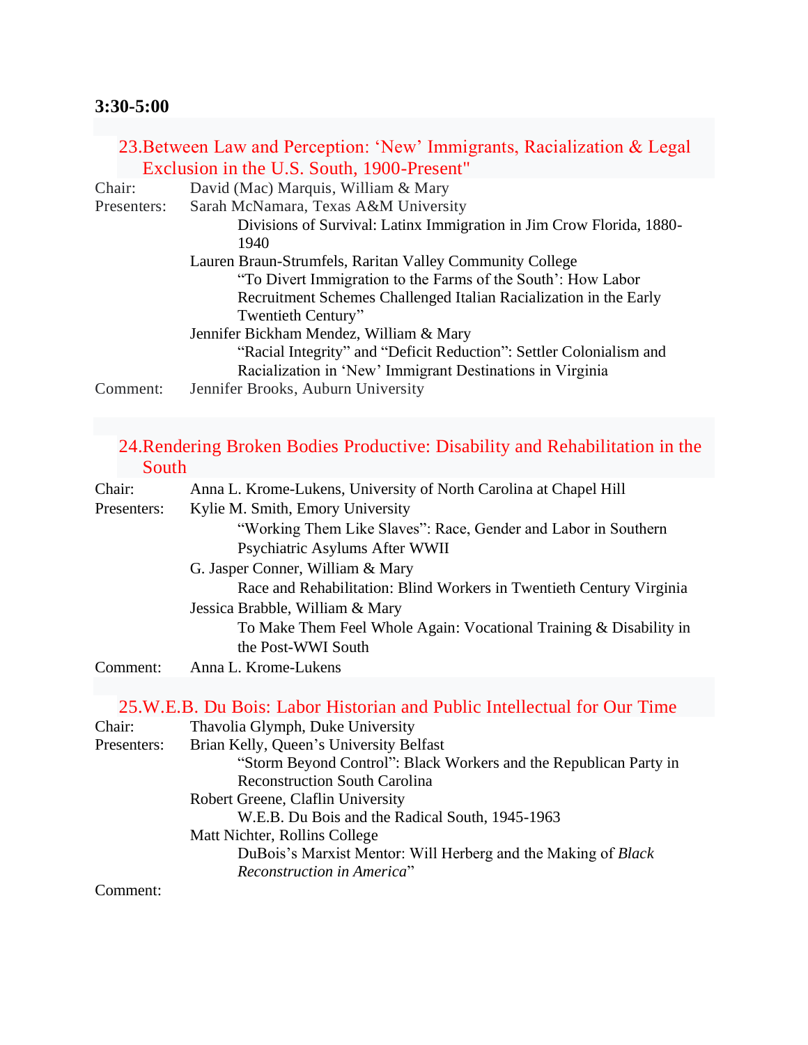**3:30-5:00**

## 23.Between Law and Perception: ‘New’ Immigrants, Racialization & Legal Exclusion in the U.S. South, 1900-Present"

Chair: David (Mac) Marquis, William & Mary

Presenters: Sarah McNamara, Texas A&M University

Divisions of Survival: Latinx Immigration in Jim Crow Florida, 1880-1940

Lauren Braun-Strumfels, Raritan Valley Community College

“To Divert Immigration to the Farms of the South’: How Labor Recruitment Schemes Challenged Italian Racialization in the Early Twentieth Century”

Jennifer Bickham Mendez, William & Mary

“Racial Integrity” and “Deficit Reduction”: Settler Colonialism and Racialization in ‘New’ Immigrant Destinations in Virginia

Comment: Jennifer Brooks, Auburn University

## 24.Rendering Broken Bodies Productive: Disability and Rehabilitation in the South

Chair: Anna L. Krome-Lukens, University of North Carolina at Chapel Hill

Presenters: Kylie M. Smith, Emory University

“Working Them Like Slaves”: Race, Gender and Labor in Southern Psychiatric Asylums After WWII

G. Jasper Conner, William & Mary

Race and Rehabilitation: Blind Workers in Twentieth Century Virginia

Jessica Brabble, William & Mary

To Make Them Feel Whole Again: Vocational Training & Disability in the Post-WWI South

Comment: Anna L. Krome-Lukens

## 25.W.E.B. Du Bois: Labor Historian and Public Intellectual for Our Time

Chair: Thavolia Glymph, Duke University

Presenters: Brian Kelly, Queen’s University Belfast

“Storm Beyond Control”: Black Workers and the Republican Party in Reconstruction South Carolina

Robert Greene, Claflin University

W.E.B. Du Bois and the Radical South, 1945-1963

Matt Nichter, Rollins College

DuBois’s Marxist Mentor: Will Herberg and the Making of *Black Reconstruction in America*”

Comment: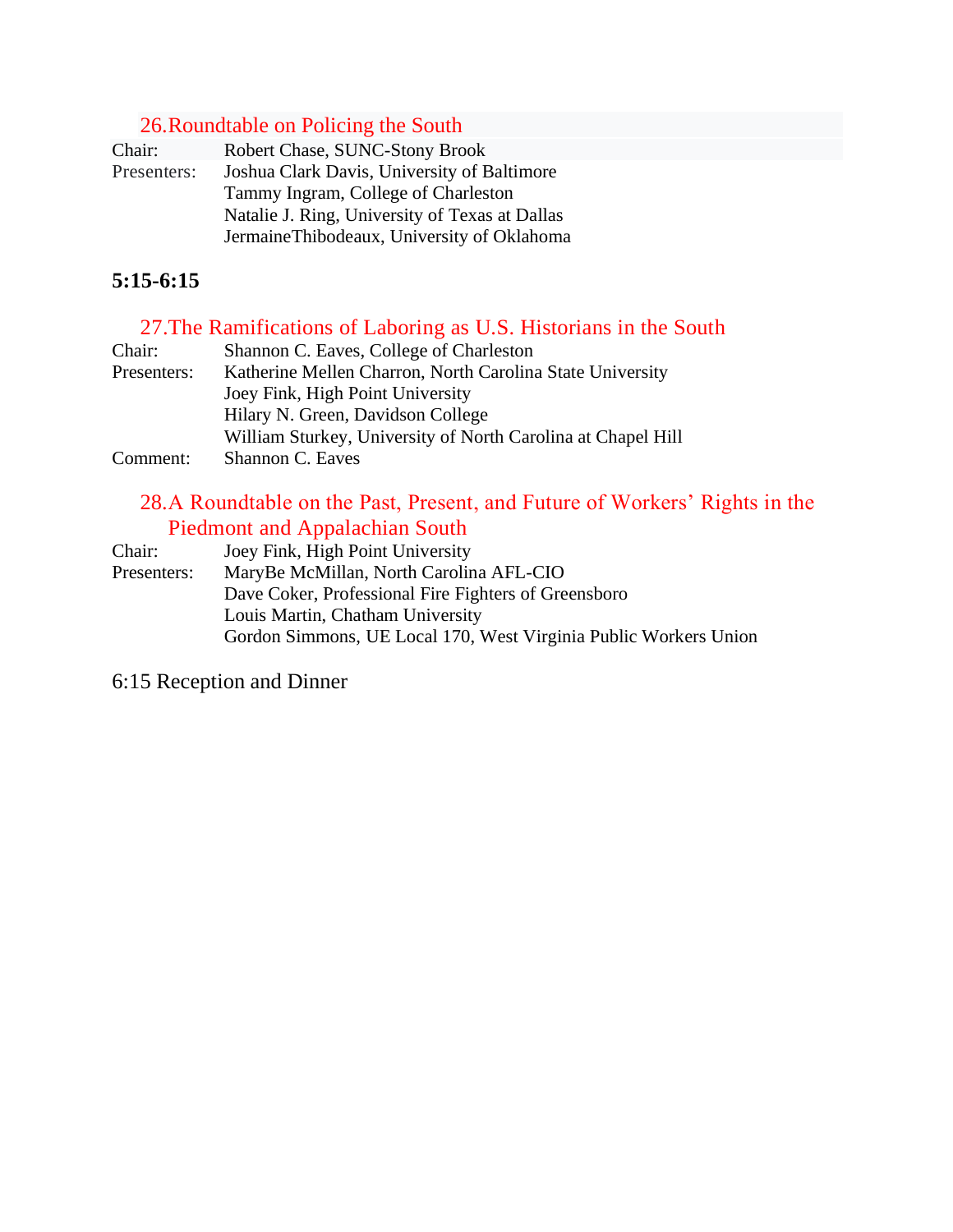### 26.Roundtable on Policing the South

Chair: Robert Chase, SUNC-Stony Brook
Presenters: Joshua Clark Davis, University of Baltimore
Tammy Ingram, College of Charleston
Natalie J. Ring, University of Texas at Dallas
JermaineThibodeaux, University of Oklahoma

## 5:15-6:15

### 27.The Ramifications of Laboring as U.S. Historians in the South

Chair: Shannon C. Eaves, College of Charleston
Presenters: Katherine Mellen Charron, North Carolina State University
Joey Fink, High Point University
Hilary N. Green, Davidson College
William Sturkey, University of North Carolina at Chapel Hill
Comment: Shannon C. Eaves

### 28.A Roundtable on the Past, Present, and Future of Workers' Rights in the Piedmont and Appalachian South

Chair: Joey Fink, High Point University
Presenters: MaryBe McMillan, North Carolina AFL-CIO
Dave Coker, Professional Fire Fighters of Greensboro
Louis Martin, Chatham University
Gordon Simmons, UE Local 170, West Virginia Public Workers Union

6:15 Reception and Dinner